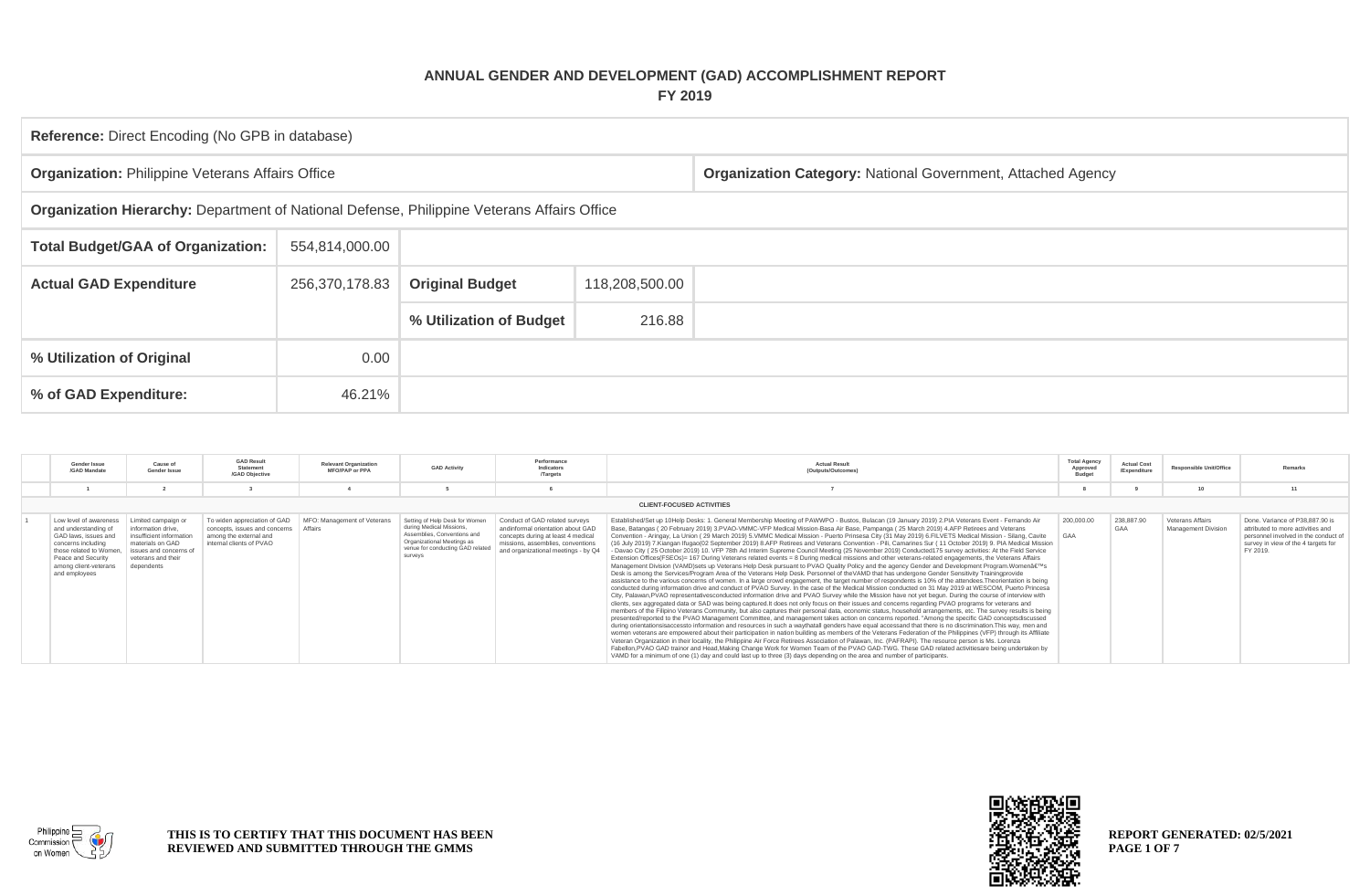# ANNUAL GENDER AND DEVELOPMENT (GAD) ACCOMPLISHMENT REPORT

## FY 2019

| | | | |
|---|---|---|---|
| **Reference:** Direct Encoding (No GPB in database) | | | |
| **Organization:** Philippine Veterans Affairs Office | | **Organization Category:** National Government, Attached Agency | |
| **Organization Hierarchy:** Department of National Defense, Philippine Veterans Affairs Office | | | |
| **Total Budget/GAA of Organization:** | 554,814,000.00 | | |
| **Actual GAD Expenditure** | 256,370,178.83 | **Original Budget** | 118,208,500.00 |
| | | **% Utilization of Budget** | 216.88 |
| **% Utilization of Original** | 0.00 | | |
| **% of GAD Expenditure:** | 46.21% | | |

| | Gender Issue /GAD Mandate | Cause of Gender Issue | GAD Result Statement /GAD Objective | Relevant Organization MFO/PAP or PPA | GAD Activity | Performance Indicators /Targets | Actual Result (Outputs/Outcomes) | Total Agency Approved Budget | Actual Cost /Expenditure | Responsible Unit/Office | Remarks |
|---|---|---|---|---|---|---|---|---|---|---|---|
| | 1 | 2 | 3 | 4 | 5 | 6 | 7 | 8 | 9 | 10 | 11 |
| | | | | | | | CLIENT-FOCUSED ACTIVITIES | | | | |
| 1 | Low level of awareness and understanding of GAD laws, issues and concerns including those related to Women, Peace and Security among client-veterans and employees | Limited campaign or information drive, insufficient information materials on GAD issues and concerns of veterans and their dependents | To widen appreciation of GAD concepts, issues and concerns among the external and internal clients of PVAO | MFO: Management of Veterans Affairs | Setting of Help Desk for Women during Medical Missions, Assemblies, Conventions and Organizational Meetings as venue for conducting GAD related surveys | Conduct of GAD related surveys andinformal orientation about GAD concepts during at least 4 medical missions, assemblies, conventions and organizational meetings - by Q4 | Established/Set up 10Help Desks: 1. General Membership Meeting of PAWWPO - Bustos, Bulacan (19 January 2019) 2.PIA Veterans Event - Fernando Air Base, Batangas ( 20 February 2019) 3.PVAO-VMMC-VFP Medical Mission-Basa Air Base, Pampanga ( 25 March 2019) 4.AFP Retirees and Veterans Convention - Aringay, La Union ( 29 March 2019) 5.VMMC Medical Mission - Puerto Prinsesa City (31 May 2019) 6.FILVETS Medical Mission - Silang, Cavite (16 July 2019) 7.Kiangan Ifugao(02 September 2019) 8.AFP Retirees and Veterans Convention - Pili, Camarines Sur ( 11 October 2019) 9. PIA Medical Mission - Davao City ( 25 October 2019) 10. VFP 78th Ad Interim Supreme Council Meeting (25 November 2019) Conducted175 survey activities: At the Field Service Extension Offices(FSEOs)= 167 During Veterans related events = 8 During medical missions and other veterans-related engagements, the Veterans Affairs Management Division (VAMD)sets up Veterans Help Desk pursuant to PVAO Quality Policy and the agency Gender and Development Program.Womenâ€™s Desk is among the Services/Program Area of the Veterans Help Desk. Personnel of theVAMD that has undergone Gender Sensitivity Trainingprovide assistance to the various concerns of women. In a large crowd engagement, the target number of respondents is 10% of the attendees.Theorientation is being conducted during information drive and conduct of PVAO Survey. In the case of the Medical Mission conducted on 31 May 2019 at WESCOM, Puerto Princesa City, Palawan,PVAO representativesconducted information drive and PVAO Survey while the Mission have not yet begun. During the course of interview with clients, sex aggregated data or SAD was being captured.It does not only focus on their issues and concerns regarding PVAO programs for veterans and members of the Filipino Veterans Community, but also captures their personal data, economic status, household arrangements, etc. The survey results is being presented/reported to the PVAO Management Committee, and management takes action on concerns reported. "Among the specific GAD conceptsdiscussed during orientationsisaccessto information and resources in such a waythatall genders have equal accessand that there is no discrimination.This way, men and women veterans are empowered about their participation in nation building as members of the Veterans Federation of the Philippines (VFP) through its Affiliate Veteran Organization in their locality, the Philippine Air Force Retirees Association of Palawan, Inc. (PAFRAPI). The resource person is Ms. Lorenza Fabellon,PVAO GAD trainor and Head,Making Change Work for Women Team of the PVAO GAD-TWG. These GAD related activitiesare being undertaken by VAMD for a minimum of one (1) day and could last up to three (3) days depending on the area and number of participants. | 200,000.00 GAA | 238,887.90 GAA | Veterans Affairs Management Division | Done. Variance of P38,887.90 is attributed to more activities and personnel involved in the conduct of survey in view of the 4 targets for FY 2019. |

THIS IS TO CERTIFY THAT THIS DOCUMENT HAS BEEN REVIEWED AND SUBMITTED THROUGH THE GMMS

REPORT GENERATED: 02/5/2021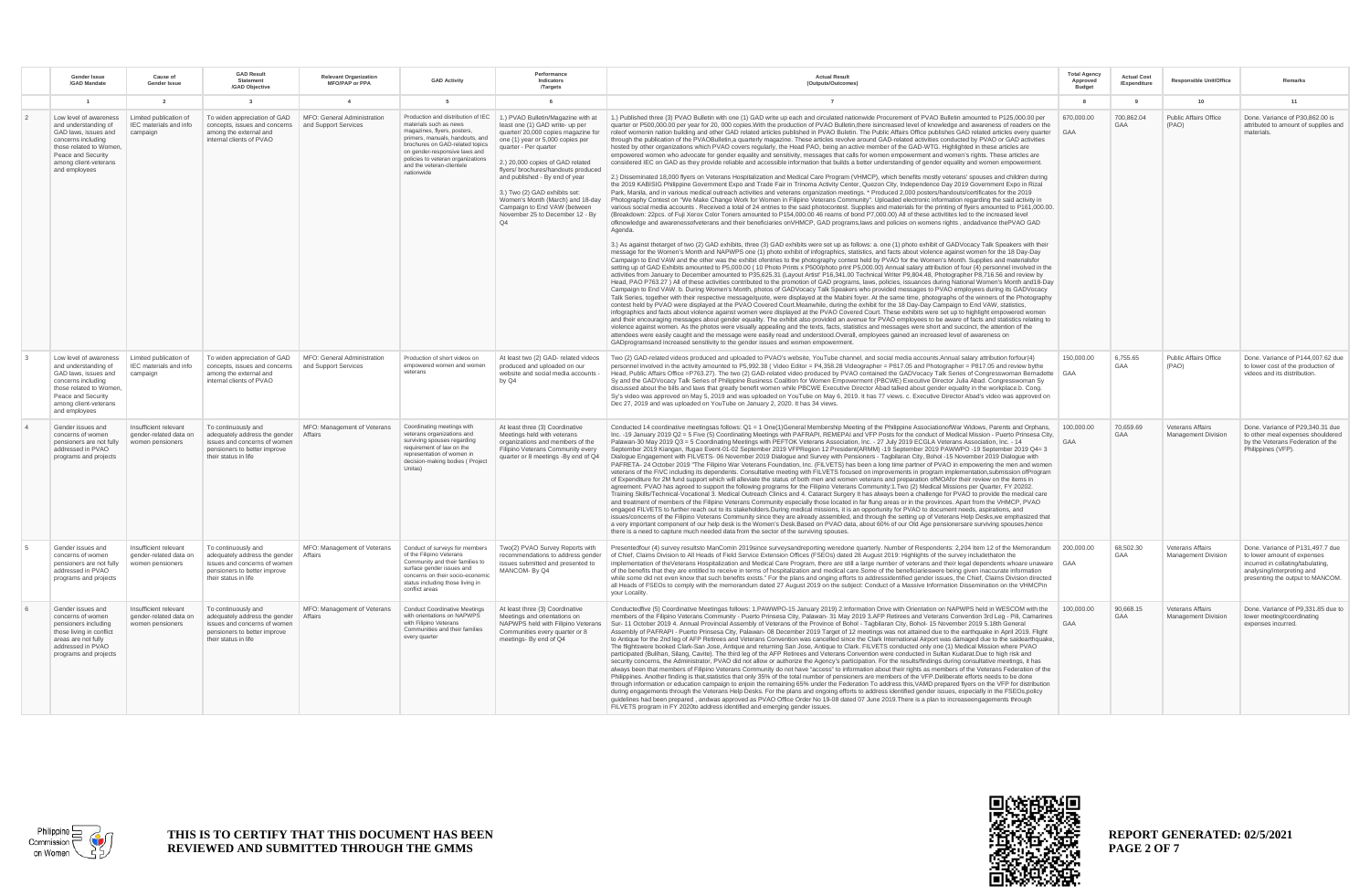| | Gender Issue /GAD Mandate | Cause of Gender Issue | GAD Result Statement /GAD Objective | Relevant Organization MFO/PAP or PPA | GAD Activity | Performance Indicators /Targets | Actual Result (Outputs/Outcomes) | Total Agency Approved Budget | Actual Cost /Expenditure | Responsible Unit/Office | Remarks |
|---|---|---|---|---|---|---|---|---|---|---|---|
| | 1 | 2 | 3 | 4 | 5 | 6 | 7 | 8 | 9 | 10 | 11 |
| 2 | Low level of awareness and understanding of GAD laws, issues and concerns including those related to Women, Peace and Security among client-veterans and employees | Limited publication of IEC materials and info campaign | To widen appreciation of GAD concepts, issues and concerns among the external and internal clients of PVAO | MFO: General Administration and Support Services | Production and distribution of IEC materials such as news magazines, flyers, posters, primers, manuals, handouts, and brochures on GAD-related topics on gender-responsive laws and policies to veteran organizations and the veteran-clientele nationwide | 1.) PVAO Bulletin/Magazine with at least one (1) GAD write- up per quarter/ 20,000 copies magazine for one (1) year or 5,000 copies per quarter - Per quarter<br><br>2.) 20,000 copies of GAD related flyers/ brochures/handouts produced and published - By end of year<br><br>3.) Two (2) GAD exhibits set: Women's Month (March) and 18-day Campaign to End VAW (between November 25 to December 12 - By Q4 | 1.) Published three (3) PVAO Bulletin with one (1) GAD write up each and circulated nationwide Procurement of PVAO Bulletin amounted to P125,000.00 per quarter or P500,000.00 per year for 20, 000 copies.With the production of PVAO Bulletin,there isincreased level of knowledge and awareness of readers on the roleof womenin nation building and other GAD related articles published in PVAO Bulletin. The Public Affairs Office publishes GAD related articles every quarter through the publication of the PVAOBulletin,a quarterly magazine. These articles revolve around GAD-related activities conducted by PVAO or GAD activities hosted by other organizations which PVAO covers regularly, the Head PAO, being an active member of the GAD-WTG. Highlighted in these articles are empowered women who advocate for gender equality and sensitivity, messages that calls for women empowerment and women's rights. These articles are considered IEC on GAD as they provide reliable and accessible information that builds a better understanding of gender equality and women empowerment.<br><br>2.) Disseminated 18,000 flyers on Veterans Hospitalization and Medical Care Program (VHMCP), which benefits mostly veterans' spouses and children during the 2019 KABISIG Philippine Government Expo and Trade Fair in Trinoma Activity Center, Quezon City, Independence Day 2019 Government Expo in Rizal Park, Manila, and in various medical outreach activities and veterans organization meetings. * Produced 2,000 posters/handouts/certificates for the 2019 Photography Contest on "We Make Change Work for Women in Filipino Veterans Community". Uploaded electronic information regarding the said activity in various social media accounts . Received a total of 24 entries to the said photocontest. Supplies and materials for the printing of flyers amounted to P161,000.00. (Breakdown: 22pcs. of Fuji Xerox Color Toners amounted to P154,000.00 46 reams of bond P7,000.00) All of these activitites led to the increased level ofknowledge and awarenessofveterans and their beneficiaries onVHMCP, GAD programs,laws and policies on womens rights , andadvance thePVAO GAD Agenda.<br><br>3.) As against thetarget of two (2) GAD exhibits, three (3) GAD exhibits were set up as follows: a. one (1) photo exhibit of GADVocacy Talk Speakers with their message for the Women's Month and NAPWPS one (1) photo exhibit of infographics, statistics, and facts about violence against women for the 18 Day-Day Campaign to End VAW and the other was the exhibit ofentries to the photography contest held by PVAO for the Women's Month. Supplies and materialsfor setting up of GAD Exhibits amounted to P5,000.00 ( 10 Photo Prints x P500/photo print P5,000.00) Annual salary attribution of four (4) personnel involved in the activities from January to December amounted to P35,625.31 (Layout Artist' P16,341.00 Technical Writer P9,804.48, Photographer P8,716.56 and review by Head, PAO P763.27 ) All of these activities contributed to the promotion of GAD programs, laws, policies, issuances during National Women's Month and18-Day Campaign to End VAW. b. During Women's Month, photos of GADVocacy Talk Speakers who provided messages to PVAO employees during its GADVocacy Talk Series, together with their respective message/quote, were displayed at the Mabini foyer. At the same time, photographs of the winners of the Photography contest held by PVAO were displayed at the PVAO Covered Court.Meanwhile, during the exhibit for the 18 Day-Day Campaign to End VAW, statistics, infographics and facts about violence against women were displayed at the PVAO Covered Court. These exhibits were set up to highlight empowered women and their encouraging messages about gender equality. The exhibit also provided an avenue for PVAO employees to be aware of facts and statistics relating to violence against women. As the photos were visually appealing and the texts, facts, statistics and messages were short and succinct, the attention of the attendees were easily caught and the message were easily read and understood.Overall, employees gained an increased level of awareness on GADprogramsand increased sensitivity to the gender issues and women empowerment. | 670,000.00 GAA | 700,862.04 GAA | Public Affairs Office (PAO) | Done. Variance of P30,862.00 is attributed to amount of supplies and materials. |
| 3 | Low level of awareness and understanding of GAD laws, issues and concerns including those related to Women, Peace and Security among client-veterans and employees | Limited publication of IEC materials and info campaign | To widen appreciation of GAD concepts, issues and concerns among the external and internal clients of PVAO | MFO: General Administration and Support Services | Production of short videos on empowered women and women veterans | At least two (2) GAD- related videos produced and uploaded on our website and social media accounts - by Q4 | Two (2) GAD-related videos produced and uploaded to PVAO's website, YouTube channel, and social media accounts.Annual salary attribution forfour(4) personnel involved in the activity amounted to P5,992.38 ( Video Editor = P4,358.28 Videographer = P817.05 and Photographer = P817.05 and review bythe Head, Public Affairs Office =P763.27). The two (2) GAD-related video produced by PVAO contained the GADVocacy Talk Series of Congresswoman Bernadette Sy and the GADVocacy Talk Series of Philippine Business Coalition for Women Empowerment (PBCWE) Executive Director Julia Abad. Congresswoman Sy discussed about the bills and laws that greatly benefit women while PBCWE Executive Director Abad talked about gender equality in the workplace.b. Cong. Sy's video was approved on May 5, 2019 and was uploaded on YouTube on May 6, 2019. It has 77 views. c. Executive Director Abad's video was approved on Dec 27, 2019 and was uploaded on YouTube on January 2, 2020. It has 34 views. | 150,000.00 GAA | 6,755.65 GAA | Public Affairs Office (PAO) | Done. Variance of P144,007.62 due to lower cost of the production of videos and its distribution. |
| 4 | Gender issues and concerns of women pensioners are not fully addressed in PVAO programs and projects | Insufficient relevant gender-related data on women pensioners | To continuously and adequately address the gender issues and concerns of women pensioners to better improve their status in life | MFO: Management of Veterans Affairs | Coordinating meetings with veterans organizations and surviving spouses regarding requirement of law on the representation of women in decision-making bodies ( Project Unitas) | At least three (3) Coordinative Meetings held with veterans organizations and members of the Filipino Veterans Community every quarter or 8 meetings -By end of Q4 | Conducted 14 coordinative meetingsas follows: Q1 = 1 One(1)General Membership Meeting of the Philippine AssociationofWar Widows, Parents and Orphans, Inc. -19 January 2019 Q2 = 5 Five (5) Coordinating Meetings with PAFRAPI, REMEPAI and VFP Posts for the conduct of Medical Mission - Puerto Prinsesa City, Palawan-30 May 2019 Q3 = 5 Coordinating Meetings with PEFTOK Veterans Association, Inc. - 27 July 2019 ECGLA Veterans Association, Inc. - 14 September 2019 Kiangan, Ifugao Event-01-02 September 2019 VFPRegion 12 President(ARMM) -19 September 2019 PAWWPO -19 September 2019 Q4= 3 Dialogue Engagement with FILVETS- 06 November 2019 Dialogue and Survey with Pensioners - Tagbilaran City, Bohol -15 November 2019 Dialogue with PAFRETA- 24 October 2019 "The Filipino War Veterans Foundation, Inc. (FILVETS) has been a long time partner of PVAO in empowering the men and women veterans of the FiVC including its dependents. Consultative meeting with FILVETS focused on improvements in program implementation,submission ofProgram of Expenditure for 2M fund support which will alleviate the status of both men and women veterans and preparation ofMOAfor their review on the items in agreement. PVAO has agreed to support the following programs for the Filipino Veterans Community:1.Two (2) Medical Missions per Quarter, FY 20202. Training Skills/Technical-Vocational 3. Medical Outreach Clinics and 4. Cataract Surgery It has always been a challenge for PVAO to provide the medical care and treatment of members of the Filipino Veterans Community especially those located in far flung areas or in the provinces. Apart from the VHMCP, PVAO engaged FILVETS to further reach out to its stakeholders.During medical missions, it is an opportunity for PVAO to document needs, aspirations, and issues/concerns of the Filipino Veterans Community since they are already assembled, and through the setting up of Veterans Help Desks,we emphasized that a very important component of our help desk is the Women's Desk.Based on PVAO data, about 60% of our Old Age pensionersare surviving spouses,hence there is a need to capture much needed data from the sector of the surviving spouses. | 100,000.00 GAA | 70,659.69 GAA | Veterans Affairs Management Division | Done. Variance of P29,340.31 due to other meal expenses shouldered by the Veterans Federation of the Philippines (VFP). |
| 5 | Gender issues and concerns of women pensioners are not fully addressed in PVAO programs and projects | Insufficient relevant gender-related data on women pensioners | To continuously and adequately address the gender issues and concerns of women pensioners to better improve their status in life | MFO: Management of Veterans Affairs | Conduct of surveys for members of the Filipino Veterans Community and their families to surface gender issues and concerns on their socio-economic status including those living in conflict areas | Two(2) PVAO Survey Reports with recommendations to address gender issues submitted and presented to MANCOM- By Q4 | Presentedfour (4) survey resultsto ManComin 2019since surveysandreporting weredone quarterly. Number of Respondents: 2,204 Item 12 of the Memorandum of Chief, Claims Division to All Heads of Field Service Extension Offices (FSEOs) dated 28 August 2019: Highlights of the survey includethaton the implementation of theVeterans Hospitalization and Medical Care Program, there are still a large number of veterans and their legal dependents whoare unaware of the benefits that they are entitled to receive in terms of hospitalization and medical care.Some of the beneficiarieswere being given inaccurate information while some did not even know that such benefits exists." For the plans and onging efforts to addressidentified gender issues, the Chief, Claims Division directed all Heads of FSEOs to comply with the memorandum dated 27 August 2019 on the subject: Conduct of a Massive Information Dissemination on the VHMCPin your Locality. | 200,000.00 GAA | 68,502.30 GAA | Veterans Affairs Management Division | Done. Variance of P131,497.7 due to lower amount of expenses incurred in collating/tabulating, analysing/interpreting and presenting the output to MANCOM. |
| 6 | Gender issues and concerns of women pensioners including those living in conflict areas are not fully addressed in PVAO programs and projects | Insufficient relevant gender-related data on women pensioners | To continuously and adequately address the gender issues and concerns of women pensioners to better improve their status in life | MFO: Management of Veterans Affairs | Conduct Coordinative Meetings with organizations on NAPWPS with Filipino Veterans Communities and their families every quarter | At least three (3) Coordinative Meetings and orientations on NAPWPS held with Filipino Veterans Communities every quarter or 8 meetings- By end of Q4 | Conductedfive (5) Coordinative Meetingas follows: 1.PAWWPO-15 January 2019 2.Information Drive with Orientation on NAPWPS held in WESCOM with the members of the Filipino Veterans Community - Puerto Prinsesa City, Palawan- 31 May 2019 3.AFP Retirees and Veterans Convention 3rd Leg - Pili, Camarines Sur- 11 October 2019 4. Annual Provincial Assembly of Veterans of the Province of Bohol - Tagbilaran City, Bohol- 15 November 2019 5.18th General Assembly of PAFRAPI - Puerto Prinsesa City, Palawan- 08 December 2019 Target of 12 meetings was not attained due to the earthquake in April 2019. Flight to Antique for the 2nd leg of AFP Retirees and Veterans Convention was cancelled since the Clark International Airport was damaged due to the saidearthquake, The flightswere booked Clark-San Jose, Antique and returning San Jose, Antique to Clark. FILVETS conducted only one (1) Medical Mission where PVAO participated (Bulihan, Silang, Cavite). The third leg of the AFP Retirees and Veterans Convention were conducted in Sultan Kudarat.Due to high risk and security concerns, the Administrator, PVAO did not allow or authorize the Agency's participation. For the results/findings during consultative meetings, it has always been that members of Filipino Veterans Community do not have "access" to information about their rights as members of the Veterans Federation of the Philippines. Another finding is that,statistics that only 35% of the total number of pensioners are members of the VFP.Deliberate efforts needs to be done through information or education campaign to enjoin the remaining 65% under the Federation To address this,VAMD prepared flyers on the VFP for distribution during engagements through the Veterans Help Desks. For the plans and ongoing efforts to address identified gender issues, especially in the FSEOs,policy guidelines had been prepared , andwas approved as PVAO Office Order No 19-08 dated 07 June 2019.There is a plan to increaseengagements through FILVETS program in FY 2020to address identified and emerging gender issues. | 100,000.00 GAA | 90,668.15 GAA | Veterans Affairs Management Division | Done. Variance of P9,331.85 due to lower meeting/coordinating expenses incurred. |

**THIS IS TO CERTIFY THAT THIS DOCUMENT HAS BEEN REVIEWED AND SUBMITTED THROUGH THE GMMS**

**REPORT GENERATED: 02/5/2021**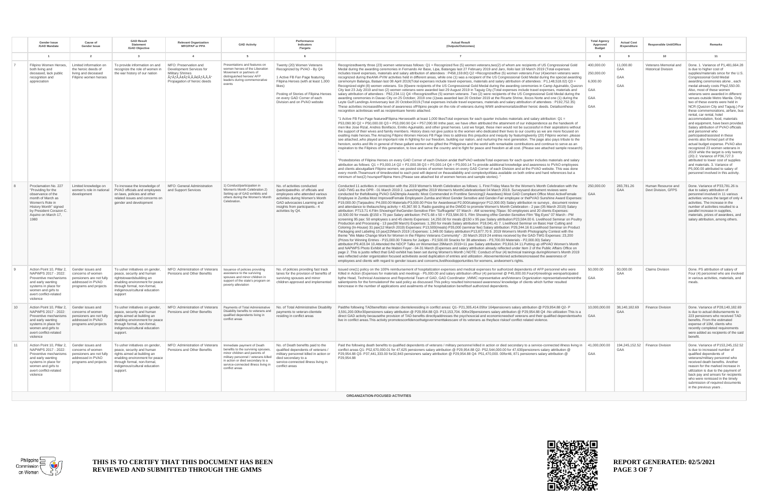| | Gender Issue /GAD Mandate | Cause of Gender Issue | GAD Result Statement /GAD Objective | Relevant Organization MFO/PAP or PPA | GAD Activity | Performance Indicators /Targets | Actual Result (Outputs/Outcomes) | Total Agency Approved Budget | Actual Cost /Expenditure | Responsible Unit/Office | Remarks |
|---|---|---|---|---|---|---|---|---|---|---|---|
| | 1 | 2 | 3 | 4 | 5 | 6 | 7 | 8 | 9 | 10 | 11 |
| 7 | Filipino Women Heroes, both living and deceased, lack public recognition and appreciation | Limited information on the heroic deeds of living and deceased Filipino women heroes | To provide information on and recognize the role of women in the war history of our nation | MFO: Preservation and Development Services for Military Shrines ÃƒÂƒÃ‚Â¢ÃƒÂƒÃ‚Â‚ÃƒÂ‚Ã‚Â Propagation of heroic deeds | Presentations and features on women heroes of the Liberation Movement or partners of distinguished heroes/ AFP leaders during commemorative events | Twenty (20) Women Veterans Recognized by PVAO - By Q4<br><br>1 Active FB Fan Page featuring Filipina Heroes (with at least 1,000 likes)<br><br>Posting of Stories of Filipina Heroes on every GAD Corner of each Division and on PVAO website | Recognizedtwenty three (23) women veteransas follows: Q1 = Recognized five (5) women veterans,two(2) of whom are recipients of US Congressional Gold Medal during the awarding ceremonies in Fernando Air Base, Lipa, Batangas last 27 February 2019 and Jaro, Iloilo last 18 March 2019 (Total expenses include travel expenses, materials and salary attribution of attendees : P458,159.80) Q2 =Recognizedfive (5) women veterans.Four (4)women veterans were recognized during theANK-PVW activities held in different areas, while one (1) was a recipient of the US Congressional Gold Medal during the special awarding ceremonyin Balanga, Bataan last 08 April 2019(Total expenses include travel expenses, materials and salary attribution of attendees : P1,148,518.02) Q3 = Recognized eight (8) women veterans. Six (6)were recipients of the US Congressional Gold Medal during the awarding ceremonies in Camp Aguinaldo, Quezon City last 23 July 2019 and two (2) women veterans were awarded last 29 August 2019 in Taguig City.(Total expenses include travel expenses, materials and salary attribution of attendees : P82,234.11) Q4 =Recognizedfive (5) women veterans .Two (2) were recipients of the US Congressional Gold Medal during the awarding ceremonies in Davao City on 25 October, 2019 one (1)was awarded last 20 October 2019 at the Ricarte Shrine, Ilocos Norte and one (1) during the Leyte Gulf Landings Anniversary last 20 October2019.(Total expenses include travel expenses, materials and salary attribution of attendees : P192,752.35) These activities increasedthe level of awareness ofFilipino people on the role of veterans during WWII andmemorializedtheir heroic deeds. Detailsonthese recognition activitiesas well as recipientsare hereto attached.<br><br>"1 Active FB Fan Page featuredFilipina Heroeswith at least 1,000 likesTotal expenses for each quarter includes materials and salary attribution: Q1 = P53,090.90 Q2 = P50,000.00 Q3 = P53,090.90 Q4 = P57,090.90 Inthe past, we have often attributed the attainment of our independence as the handiwork of men like Jose Rizal, Andres Bonifacio, Emilio Aguinaldo, and other great heroes. Lest we forget, these men would not be successful in their aspirations without the support of their wives and family members. History does not give justice to the women who dedicated their lives to our country as we are more focused on exalting male heroes.The Amazing Filipino Women Heroes FB Page tries to address this prejudice and inequity by featuringtwenty (20) Filipino women ,please see attached.,who played an important role in fighting for our freedom, building our nation, and nurturing the next generation. The page also pays tribute to the heroism, works and life in general of these gallant women who gifted the Philippines and the world with remarkable contributions and continue to serve as an inspiration to the Filipinos of this generation, to love and serve the country and to fight for peace and freedom at all cost. (Please see attached sample research).<br>"<br><br>"Postedstories of Filipina Heroes on every GAD Corner of each Division andat thePVAO websiteTotal expenses for each quarter includes materials and salary attribution as follows: Q1 = P3,000.14 Q2 = P2,000.38 Q3 = P3,000.14 Q4 = P3,000.14 To provide additional knowledge and awareness to PVAO employees and clients aboutgallant Filipino women, we posted stories of women heroes on every GAD Corner of each Division and at the PVAO website. This was done every month.Theamount of timedevoted to each post will depend on theavailability and complexityofdata available on both online and hard references but a minimum of two(2) hoursperFilipina Hero.(Please see attached list of women heroes and sample stories). " | 400,000.00<br><br>250,000.00<br><br>6,000.00<br><br>GAA<br><br>GAA<br><br>GAA | 11,000.80<br>GAA<br><br>GAA<br><br>GAA | Veterans Memorial and Historical Division | Done. 1. Variance of P1,481,664.28 is due to higher cost of supplies/materials since for the U.S. Congressional Gold Medal awarding ceremonies alone , each medal already costs Php2,550.00. Also, most of these women veterans were awarded in different venues outside Metro Manila. Only two of these events were held in NCR (Quezon City and Taguig.) For these commemorations, airfare, bus rental, car rental, hotel accommodation, food, materials and equipment, have been provided. Salary attribution of PVAO officials and personnel who participated/assisted in these events also formed part of the actual budget expense. PVAO also recognized 23 women veterans in 2019 while the target is only twenty (20) 2. Variance of P36,727.3 attributed to lower cost of supplies and materials. 3. Variance of P5,000.00 attributed to salary of personnel involved in this activity. |
| 8 | Proclamation No. 227 "Providing for the observance of the month of March as Women's Role in History Month" signed by President Corazon C. Aquino on March 17, 1980 | Limited knowledge on women's role in national development | To increase the knowledge of PVAO officials and employees on laws, policies and other related issues and concerns on gender and development | MFO: General Administration and Support Services | 1) Conduct/participation in Women's Month Celebration.2) Setting up of GAD exhibits and others during the Women's Month Celebration. | No. of activities conducted /participatedNo. of officials and employees who attended various activities during Women's Month GAD advocacies Learning and insights from participants.- 4 activities by Q4. | Conducted 11 activities in connection with the 2019 Women's Month Celebration as follows: 1. First Friday Mass for the Women's Month Celebration with the GAD-TWG as the OPR - 01 March 2019 2. Launchingofthe 2019 Women's MonthCelebrationlast 04 March 2019. Surveysand document reviews were conducted for thefollowing PVAO GADtimpla Awards: Most Commended in Frontline Servicing(2 Awardees) Most GAD Compliant Office Most ActiveFemale Employee in Zumba Most ImprovedFemale Employeein Zumba and Most Gender Sensitive and Gender-Fair employee or thePVAO Sunshine Award Expenses: P19,000.00 (Tarpaulins: P4,000.00 Materials-P3,000.00 Prize for Awardeesat P2,000/categoryor P12,000.00) Salary attribution re surveys , document review and attendance to thelaunching activity = 43,367.90 3. Radio guesting at the DWDD to promote Women's Month Celebration - 2 pax (05 March 2019) Salary attribution: P713.71 4.Film Showingof theGender-Sensitive Film "Suffragette" 07 March - AM screening 70pax: 50 employees and 20 clients Expenses: 10,500.00 for meals @150 x 70 pax Salary attribution: P471.68 x 50 = P23,584.00 5. Film Showing ofthe Gender-Sensitive Film "Big Eyes" 07 March - PM screening 95 pax: 50 employees s and 45 clients Expenses: 14,250.00 for meals @150 x 95 pax Salary attribution:P23,584.00 6. Livelihood Seminar on Poultry Production and Processing - 13 pax(08 March) Expenses :1,350 for meals Salary attribution: P18,041.41 7. Livelihood Seminar on Basic Hair Cutting and Coloring (In-House) 31 pax(12 March 2019) Expenses: P13,500(meals) P35,000 (seminar fee) Salary attribution: P29,244.16 8.Livelihood Seminar on Product Packaging and Labeling 10 pax(22March 2019 ) Expenses: 1,349.00 Salary attribution:P13,877.70 9. 2019 Women's Month Photography Contest with the theme "We Make Change Work for Women in the Filipino Veterans Community" - 20 March 2019 24 entries received by the GAD-TWG Expenses: 23,200 (Prizes for Winning Entries - P15,000.00 Tokens for Judges - P2,500.00 Snacks for 38 attendees - P3,700.00 Materials - P2,000.00) Salary attribution:P9,403.04 10.Attended the NDCP Talks on Womenlast 29March 2019=11 pax Salary attribution: P3,816.34 11.Putting up ofPVAO Women's Month and NAPWPS Photo Exhibit at the Mabini Foyer - 04-31 March (Expenses and salary attribution already reflected under item 2 of the Public Affairs Office on page 2 .This is justto reflect that GAD exhibit has been set during Women's Month ) NOTE: Conduct of four (4) technical trainings duringWomen's Month 2019 was reflected under organization focused activitiesto avoid duplication of entries and utilization .Abovementioned activitiesincreased the awareness of employees and clients with regard to gender issues and concerns,livelihoodopportunities for womens, andwomen's rights. | 250,000.00<br>GAA | 283,781.26<br>GAA | Human Resource and Devt Division, GFPS | Done. Variance of P33,781.26 is due to salary attribution of personnel involved in 11 various activities versus the target of only 4 activities. The increase in the number of activities resulted to a parallel increase in supplies, materials, prizes of awardees, and salary attribution, among others. |
| 9 | Action Point 10, Pillar 2, NAPWPS 2017 - 2022: Preventive mechanisms and early warning systems in place for women and girls to avert conflict-related violence | Gender issues and concerns of women pensioners are not fully addressed in PVAO programs and projects | To usher initiatives on gender, peace, security and human rightstowardsbuilding an enabling environment for peace through formal, non-formal, indigenous/cultural education support | MFO: Administration of Veterans Pensions and Other Benefits | Issuance of policies providing assistance to the surviving spouses and minor children in support of the state's program on poverty alleviation | No. of policies providing fast track lanes for the provision of benefits of surviving spouses and minor children approved and implemented | Issued one(1) policy on the 100% reimbursement of hospitalization expenses and medical expenses for authorized dependents of AFP personnel who were Killed in Action (Expenses for materials and meetings - P5,000.00 and salary attribution offour (4) personnel @ P45,000.00.Four(4)meetings wereparticipated bythe Head, Technical Assistance and Reportorial Team of GAD, GAD Coordinator ,VMMC representative andVeterans Organization representativewhereinthe salientpoints for the formulationof the said policy as discussed.This policy resulted toincreased awareness/ knowledge of clients which further resulted toincrease in the number of applications and availments of the hospitalization benefitsof authorized dependents. | 50,000.00<br>GAA | 50,000.00<br>GAA | Claims Division | Done. PS attribution of salary of Four (4) personnel who are involved in various activities, materials, and meals. |
| 10 | Action Point 10, Pillar 2, NAPWPS 2017 - 2022: Preventive mechanisms and early warning systems in place for women and girls to avert conflict-related violence | Gender issues and concerns of women pensioners are not fully addressed in PVAO programs and projects | To usher initiatives on gender, peace, security and human rights aimed at building an enabling environment for peace through formal, non-formal, indigenous/cultural education support. | MFO: Administration of Veterans Pensions and Other Benefits | Payments of Total Administrative Disability benefits to veterans and qualified dependents living in conflict areas | No. of Total Administrative Disability payments to veteran-clientele residing in conflict areas | Paidthe following TADbenefitsto veteran clienteleresiding in conflict areas: Q1- P21,305,414.05for 164pensioners salary attribution @ P29,954.88 Q2- P 3,591,200.00for30pensioners salary attribution @ P29,954.88 Q3- P13,153,704. 00for29pensioners salary attribution @ P29,954.88 Q4 -No utilization This is a direct GAD activity becausethe provision of TAD benefits directlyaddresses the psychosocial and economicneedsof veterans and their qualified dependentswho live in conflict areas.This activity promotesconfidencethatgovernmenttakescare of its veterans as theyface risksof conflict related violence. | 10,000,000.00<br>GAA | 38,140,182.69<br>GAA | Finance Division | Done. Variance of P28,140,182.69 is due to actual disbursements to 223 pensioners who received TAD benefits. From the estimated expense of 10M, clients who recently completed requirements were added as recipients of the said benefit. |
| 11 | Action Point 10, Pillar 2, NAPWPS 2017 - 2022: Preventive mechanisms and early warning systems in place for women and girls to avert conflict-related violence | Gender issues and concerns of women pensioners are not fully addressed in PVAO programs and projects | To usher initiatives on gender, peace, security and human rights aimed at building an enabling environment for peace through formal, non-formal, indigenous/cultural education support. | MFO: Administration of Veterans Pensions and Other Benefits | Immediate payment of Death benefits to the surviving spouses, minor children and parents of military personnel / veterans killed in action or died secondary to a service-connected illness living in conflict areas | No. of Death benefits paid to the qualified dependents of veterans / military personnel killed in action or died secondary to a service-connected illness living in conflict areas | Paid the following death benefits to qualified dependents of veterans / military personnel killed in action or died secondary to a service-connected illness living in conflict areas Q1- P52,670,000.01 for 47,625 pensioners salary attribution @ P29,954.88 Q2- P52,544,000.00 for 47,630pensioners salary attribution @ P29,954.88 Q3- P37,441,333.00 for32,843 pensioners salary attribution @ P29,954.88 Q4- P51,470,000. 00for46, 871 pensioners salary attribution @ P29,954.88 | 41,000,000.00<br>GAA | 194,245,152.52<br>GAA | Finance Division | Done. Variance of P153,245,152.52 is due to increased number of qualified dependents of veterans/military personnel who received death benefits. Another reason for the marked increase in utilization is due to the payment of back pay and arrears for recipients who were remissed in the timely submission of required documents in the previous years . |
| | **ORGANIZATION-FOCUSED ACTIVITIES** | | | | | | | | | | |

**THIS IS TO CERTIFY THAT THIS DOCUMENT HAS BEEN REVIEWED AND SUBMITTED THROUGH THE GMMS**

**REPORT GENERATED: 02/5/2021**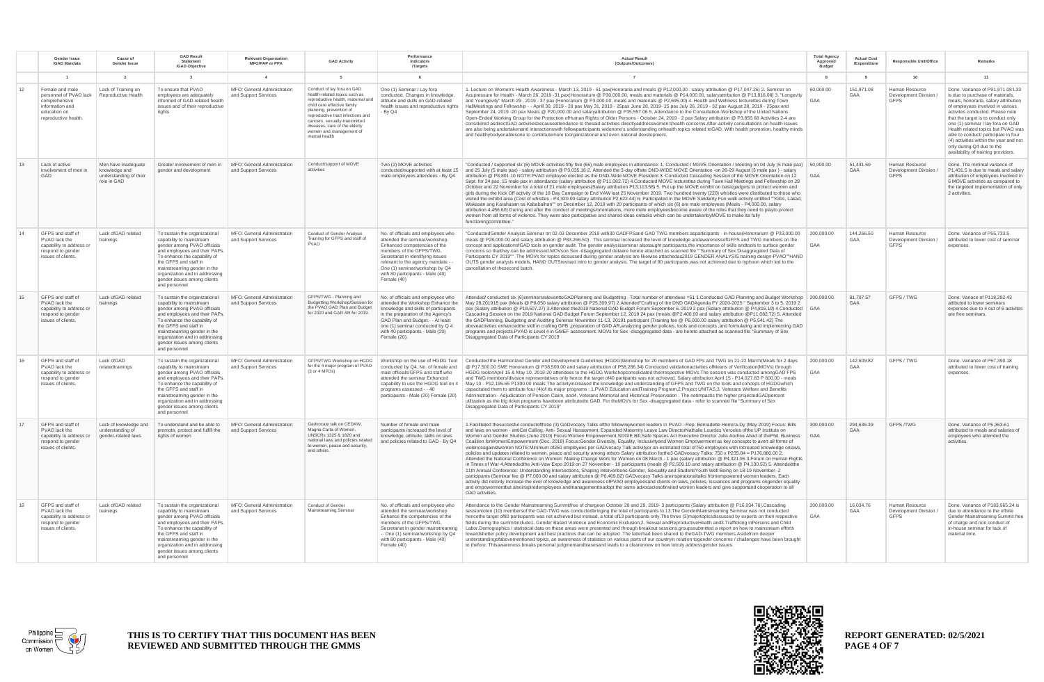| | Gender Issue /GAD Mandate | Cause of Gender Issue | GAD Result Statement /GAD Objective | Relevant Organization MFO/PAP or PPA | GAD Activity | Performance Indicators /Targets | Actual Result (Outputs/Outcomes) | Total Agency Approved Budget | Actual Cost /Expenditure | Responsible Unit/Office | Remarks |
|---|---|---|---|---|---|---|---|---|---|---|---|
| | 1 | 2 | 3 | 4 | 5 | 6 | 7 | 8 | 9 | 10 | 11 |
| 12 | Female and male personnel of PVAO lack comprehensive information and education on reproductive health. | Lack of Training on Reproductive Health | To ensure that PVAO employees are adequately informed of GAD-related health issues and of their reproductive rights | MFO: General Administration and Support Services | Conduct of lay fora on GAD health-related topics such as reproductive health, maternal and child care effective family planning, prevention of reproductive tract infections and cancers, sexually-transmitted diseases, care of the elderly women and management of mental health | One (1) Seminar / Lay fora conducted. Changes in knowledge, attitude and skills on GAD-related health issues and reproductive rights - By Q4 | 1. Lecture on Women's Health Awareness - March 13, 2019 - 51 pax(Honoraria and meals @ P12,000.00 : salary attribution @ P17,047.26) 2. Seminar on Acupressure for Health - March 26, 2019 -31 pax(Honorarium @ P30,000.00, meals and materials @ P14,000.00, salaryattribution @ P13,816.08) 3. "Longevity and Youngevity" March 29 , 2019 - 37 pax (Honorarium @ P3,000.00, meals and materials @ P2,695.00) 4. Health and Wellness lecturettes during Town HallMeetings and Fellowship - - Aprill 30, 2019 - 28 pax May 31, 2019 - 25pax June 28, 2019- 25 pax July 26, 2019 - 32 pax August 28, 2019 - 25pax and September 24, 2019 -20 pax Meals @ P20,000.00 and salaryattribution @ P35,557.06 5. Attendance to the Consultation-Workshop of the United Nations Open-Ended Working Group for the Protection ofHuman Rights of Older Persons - October 24, 2019 - 2 pax Salary attribution @ P3,855.68 Activities 2-4 are considered asdirectGAD activitiesbecauseattendance to thesaid activities directlyaddresswomen'shealth concerns.After-activity consultations on health issues are also being undertakenand interactionswith fellowparticipants widenone's understanding onhealth topics related toGAD. With health promotion, healthy minds and healthybodyenablesone to contributemore toorganizational and even national development. | 60,000.00 GAA | 151,971.08 GAA | Human Resource Development Division / GFPS | Done. Variance of P91,971.08 L33 is due to purchase of materials, meals, honoraria, salary attribution of employees involved in various activites conducted. Please note that the target is to conduct only one (1) seminar /lay fora on GAD Health related topics but PVAO was able to conduct/ participate in four (4) activities within the year and not only during Q4 due to the availability of training providers. |
| 13 | Lack of active involvement of men in GAD | Men have inadequate knowledge and understanding of their role in GAD | Greater involvement of men in gender and development | MFO: General Administration and Support Services | Conduct/support of MOVE activities | Two (2) MOVE activities conducted/supported with at least 15 male employees attendees - By Q4 | "Conducted / supported six (6) MOVE activities fifty five (55) male employees in attendance: 1. Conducted I MOVE Orientation / Meeting on 04 July (5 male pax) and 25 July (5 male pax) - salary attribution @ P3,035.16 2. Attended the 3-day offsite DND-WIDE MOVE Orientation -on 28-29 August (3 male pax ) - salary attribution @ P8,801.10 NOTE:PVAO employee elected as the DND-Wide MOVE President 3. Conducted Cascading Session of the MOVE Orientation on 12 Sept. for 24 pax, 15 male pax in attendance (salary attribution @ P11,082.72) 4.Conducted MOVE lecturettes during Town Hall Meetings and Fellowship on 28 October and 22 November for a total of 21 male employees(Salary attribution P13,113.58) 5. Put up the MOVE exhibit on basicgadgets to protect women and girls during the Kick Off activity of the 18 Day Campaign to End VAW last 25 November 2019. Two hundred twenty (220) whistles were distributed to those who visited the exhibit area (Cost of whistles - P4,320.00 salary attribution P2,622.44) 6. Participated in the MOVE Solidarity Fun walk activity entitled ""Kilos, Lakad, Wakasan ang Karahasan sa Kababaihan"" on December 12, 2019 with 20 participants of which six (6) are male employees (Meals - P4,000.00, salary attribution 4,456.60) During and after the conduct of meetings/orientations, more male employeesbecame aware of the roles that they need to playto protect women from all forms of violence. They were also participative and shared ideas ontasks which can be undertakenbyMOVE to make ita fully functioningcommittee." | 50,000.00 GAA | 51,431.50 GAA | Human Resource Development Division / GFPS | Done. The minimal variance of P1,431.5 is due to meals and salary attribution of employees involved in 6 MOVE activities as compared to the targeted implementation of only 2 activities. |
| 14 | GFPS and staff of PVAO lack the capability to address or respond to gender issues of clients. | Lack ofGAD related trainings | To sustain the organizational capability to mainstream gender among PVAO officials and employees and their PAPs. To enhance the capability of the GFPS and staff in mainstreaming gender in the organization and in addressing gender issues among clients and personnel | MFO: General Administration and Support Services | Conduct of Gender Analysis Training for GFPS and staff of PVAO | No. of officials and employees who attended the seminar/workshop. Enhanced competencies of the members of the GFPS/TWG, Secretariat in identifying issues relevant to the agency mandate.- - One (1) seminar/workshop by Q4 with 80 participants - Male (40) Female (40) | "ConductedGender Analysis Seminar on 02-03 December 2019 with30 GADFPSand GAD TWG members asparticipants - in-house(Honorarium @ P33,000.00 meals @ P28,000.00 and salary attribution @ P83,266.50) . This seminar increased the level of knowledge andawarenessofGFPS and TWG members on the concept and applicationofGAD tools on gender audit. The gender analysisseminar alsotaught participants,the importance of skills andtools to surface gender concerns so thatthey can be addressed.MOVson Sex -disaggregated dataare hereto attached as scanned file ""Summary of Sex Disaggregated Data of Participants CY 2019"". The MOVs for topics discussed during gender analysis are likewise attachedas2019 GENDER ANALYSIS training design-PVAO""HAND OUTS gender analysis models, HAND OUTSrevised intro to gender analysis. The target of 80 participants was not achieved due to typhoon which led to the cancellation of thesecond batch. | 200,000.00 GAA | 144,266.50 GAA | Human Resource Development Division / GFPS | Done. Variance of P55,733.5 attributed to lower cost of seminar expenses. |
| 15 | GFPS and staff of PVAO lack the capability to address or respond to gender issues of clients. | Lack ofGAD related trainings | To sustain the organizational capability to mainstream gender among PVAO officials and employees and their PAPs. To enhance the capability of the GFPS and staff in mainstreaming gender in the organization and in addressing gender issues among clients and personnel | MFO: General Administration and Support Services | GFPS/TWG - Planning and Budgetting Workshop/Session for the PVAO GAD Plan and Budget for 2020 and GAR AR for 2019. | No. of officials and employees who attended the Workshop Enhance the knowledge and skills of participants in the preparation of the Agency's GAD Plan and Budget.- - At least one (1) seminar conducted by Q 4 with 40 participants - Male (20) Female (20). | Attended/ conducted six (6)seminarsrelevanttoGADPlanning and Budgetting . Total number of attendees =51 1.Conducted GAD Planning and Budget Workshop May 28,201918 pax (Meals @ P8,050 salary attribution @ P25,309.97) 2.Attended"Crafting of the DND GADAgenda FY 2020-2025 " September 3 to 5, 2019 2 pax (Salary attribution @ P18,507.27) 3.Attended the2019 National GAD Budget Forum September 6, 2019 2 pax (Salary attribution @ P4,816.19) 4.Conducted Cascading Session on the 2019 National GAD Budget Forum September 12, 2019 24 pax (meals @P2,400.00 and salary attribution @P11,082.72) 5. Attended the GADPlanning, Budgeting and Auditing Seminar November 11-13, 20191 participant (Training fee @ P6,000.00 salary attribution @ P5,541.42) The aboveactivities enhancedthe skill in crafting GPB ,preparation of GAD AR,analyzing gender policies, tools and concepts ,and formulating and implementing GAD programs and projects.PVAO is Level 4 in GMEF assessment. MOVs for Sex -disaggregated data - are hereto attached as scanned file "Summary of Sex Disaggregated Data of Participants CY 2019 | 200,000.00 GAA | 81,707.57 GAA | GFPS / TWG | Done. Variace of P118,292.43 attibuted to lower seminars expenses due to 4 out of 6 activites are free seminars. |
| 16 | GFPS and staff of PVAO lack the capability to address or respond to gender issues of clients. | Lack ofGAD relatedtrainings | To sustain the organizational capability to mainstream gender among PVAO officials and employees and their PAPs. To enhance the capability of the GFPS and staff in mainstreaming gender in the organization and in addressing gender issues among clients and personnel | MFO: General Administration and Support Services | GFPS/TWG Workshop on HGDG for the 4 major program of PVAO (3 or 4 MFOs) | Workshop on the use of HGDG Tool conducted by Q4. No. of female and male officials/GFPS and staff who attended the seminar Enhanced capability to use the HGDG tool on 4 programs assessed - - 40 participants - Male (20) Female (20) | Conducted the Harmonized Gender and Development Guidelines (HGDG)Workshop for 20 members of GAD FPs and TWG on 21-22 March(Meals for 2 days @ P17,500.00 SME Honorarium @ P38,500.00 and salary attribution of P58,286.34) Conducted validationactivities ofMeans of Verification(MOVs) through HGDG toolonApril 15 & May 10, 2019-20 attendees to the HGDG Workshopconsolidated theirrespective MOVs.The session was conducted amongGAD FPS and TWG members/division representatives only hence the target of40 partipants was not achieved. Salary attribution:April 15 - P14,027.83 P 800.00 - meals May 10 - P12,195.65 P1300.00 meals The activityincreased the knowledge and understanding of GFPS and TWG on the tools and concepts of HGDGwhich capacitated them to attribute four (4)of its major programs : 1.PVAO Education andTraining Program,2.Project UNITAS,3. Veterans Welfare and Benefits Administration - Adjudication of Pension Claim, and4. Veterans Memorial and Historical Preservation . The netimpactis the higher projectedGADpercent utilization as the big ticket programs havebeen attributedto GAD. For theMOVs for Sex -disaggregated data - refer to scanned file "Summary of Sex Disaggregated Data of Participants CY 2019" | 200,000.00 GAA | 142,609.82 GAA | GFPS / TWG | Done. Variance of P57,390.18 attributed to lower cost of training expenses. |
| 17 | GFPS and staff of PVAO lack the capability to address or respond to gender issues of clients. | Lack of knowledge and understanding of gender-related laws | To understand and be able to promote, protect and fulfill the rights of women | MFO: General Administration and Support Services | Gadvocate talk on CEDAW, Magna Carta of Women, UNSCRs 1325 & 1820 and national laws and policies related to women, peace and security, and others. | Number of female and male participants increased the level of knowledge, attitude, skills on laws and policies related to GAD - By Q4 | 1.Facillitated thesuccessful conductofthree (3) GADvocacy Talks ofthe followingwomen leaders in PVAO : Rep. Bernadette Herrera-Dy (May 2019) Focus: Bills and laws on women - antiCat Calling, Anti- Sexual Harassment, Expanded Maternity Leave Law DirectorNathalie Lourdes Verceles ofthe UP Institute on Women and Gender Studies (June 2019) Focus:Women Empowerment,SOGIE Bill,Safe Spaces Act Executive Director Julia Andrea Abad of thePhil. Business Coalition forWomenEmpowerment (Dec. 2019) Focus:Gender Diversity, Equality, Inclusivityand Women Empowerment as key concepts to avert all forms of violenceagainstwomen NOTE:Minimum of250 employees per GADvocacy Talk activityor an estimated total of750 employees with increased knowledge onlaws, policies and updates related to women, peace and security among others Salary attribution forthe3 GADvocacy Talks: 750 x P235.84 = P176,880.00 2. Attended the National Conference on Women: Making Change Work for Women on 08 March - 1 pax (salary attribution @ P4,321.95 3.Forum on Human Rights in Times of War 4.Attendedthe Anti-Vaw Expo 2019 on 27 November - 10 participants (meals @ P2,509.10 and salary attribution @ P4,130.52) 5. Attendedthe 11th Annual Conference: Understanding Intersections, Shaping Interventions-Gender, Sexuality and Student/Youth Well Being on 18 November- 2 participants (Seminar fee @ P7,000.00 and salary attribution @ P6,469.82) GADvocacy Talks areinspirationaltalks fromempowered women leaders. Each activity did notonly increase the evel of knowledge and awareness ofPVAO employeesand clients on laws, policies, issuances and programs ongender equality and empowermentbut alsoinspiredemployees andmanagementtoadopt the same advocaciesofinvited women leaders and give supportand cooperation to all GAD activities. | 300,000.00 GAA | 294,636.39 GAA | GFPS /TWG | Done. Variance of P5,363.61 attributed to meals and salaries of employees who attended the activities. |
| 18 | GFPS and staff of PVAO lack the capability to address or respond to gender issues of clients. | Lack ofGAD related trainings | To sustain the organizational capability to mainstream gender among PVAO officials and employees and their PAPs. To enhance the capability of the GFPS and staff in mainstreaming gender in the organization and in addressing gender issues among clients and personnel | MFO: General Administration and Support Services | Conduct of Gender Mainstreaming Seminar | No. of officials and employees who attended the seminar/workshop Enhance the competencies of the members of the GFPS/TWG, Secretariat in gender mainstreaming -- One (1) seminar/workshop by Q4 with 80 participants - Male (40) Female (40) | Attendance to the Gender Mainstreaming Summitfree of chargeon October 28 and 29, 2019- 3 participants (Salary attribution @ P16,034.76).Cascading sessiontoten (10) membersof the GAD-TWG was conductedbringing the total of participants to 13.The GenderMainstreaming Seminar was not conducted hencethe target of80 participants was not achieved but instead, a total of13 participants only.The three (3)majortopicsdiscussed by experts on their respective fields during the summitinclude1. Gender Based Violence and Economic Exclusion,2. Sexual andReproductiveHealth and3.Trafficking inPersons and Child Labor.Demographics / statistical data on these areas were presented and through breakout sessions,groupssubmitted a report on how to mainstream efforts towardsbetter policy development and best practices that can be adopted .The latterhad been shared to theGAD-TWG members.Asidefrom deeper understandingofabovementioned topics, an awareness of statistics on various parts of our countryin relation togender concerns / challenges have been brought to thefore. Thisawareness breaks personal judgmentandbiasesand leads to a clearerview on how totruly addressgender issues. | 200,000.00 GAA | 16,034.76 GAA | Human Resource Development Division / GFPS | Done. Variance of P183,965.24 is due to attendance to the offsite Gender Mainstreaming Summit free of charge and non conduct of in-house seminar for lack of material time. |

THIS IS TO CERTIFY THAT THIS DOCUMENT HAS BEEN REVIEWED AND SUBMITTED THROUGH THE GMMS

REPORT GENERATED: 02/5/2021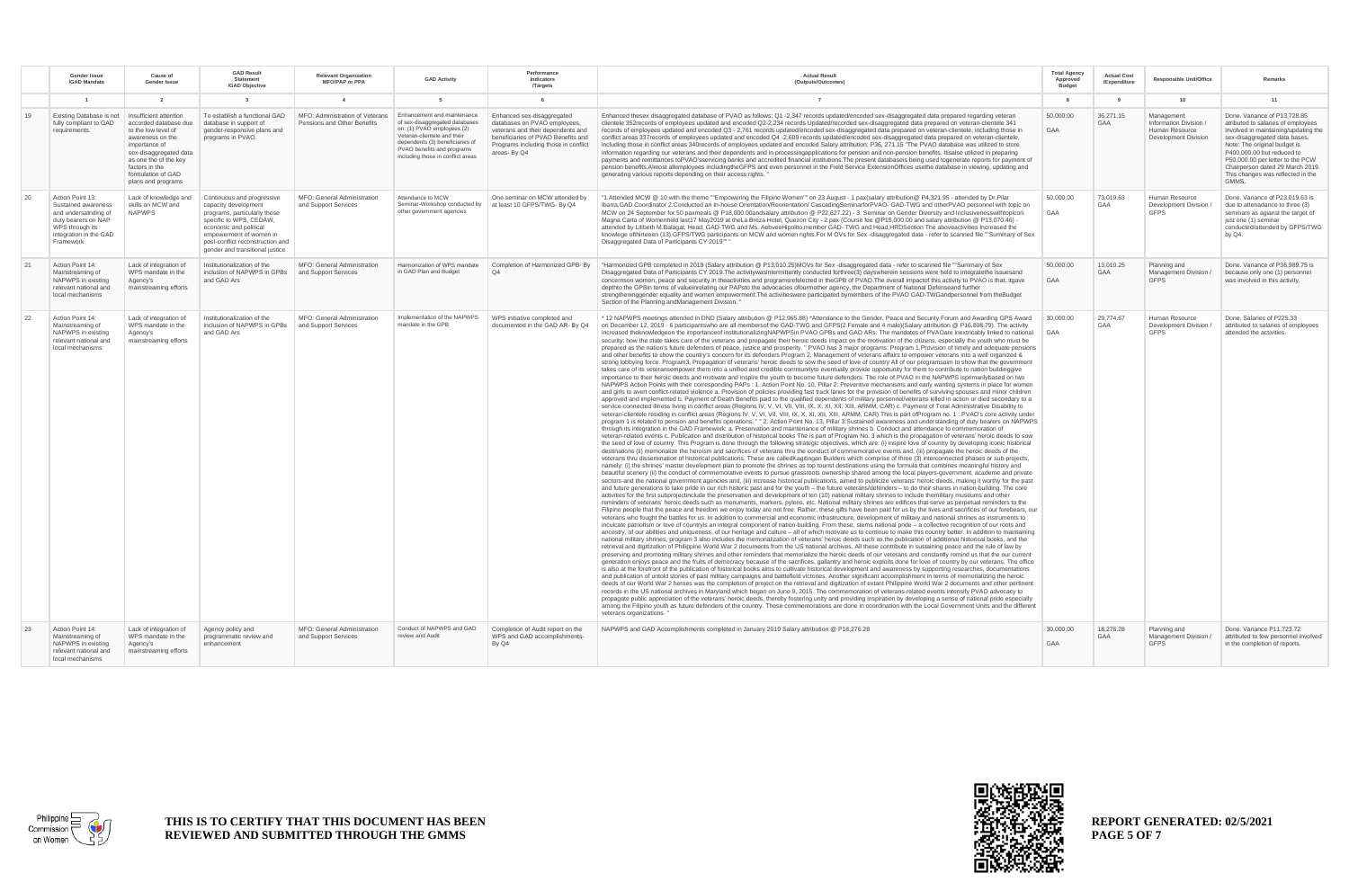| | Gender Issue /GAD Mandate | Cause of Gender Issue | GAD Result Statement /GAD Objective | Relevant Organization MFO/PAP or PPA | GAD Activity | Performance Indicators /Targets | Actual Result (Outputs/Outcomes) | Total Agency Approved Budget | Actual Cost /Expenditure | Responsible Unit/Office | Remarks |
|---|---|---|---|---|---|---|---|---|---|---|---|
| | 1 | 2 | 3 | 4 | 5 | 6 | 7 | 8 | 9 | 10 | 11 |
| 19 | Existing Database is not fully compliant to GAD requirements. | Insufficient attention accorded database due to the low level of awareness on the importance of sex-disaggregated data as one of the key factors in the formulation of GAD plans and programs | To establish a functional GAD database in support of gender-responsive plans and programs in PVAO. | MFO: Administration of Veterans Pensions and Other Benefits | Enhancement and maintenance of sex-disaggregated databases on: (1) PVAO employees (2) Veteran-clientele and their dependents (3) beneficiaries of PVAO benefits and programs including those in conflict areas | Enhanced sex-disaggregated databases on PVAO employees, veterans and their dependents and beneficiaries of PVAO Benefits and Programs including those in conflict areas- By Q4 | Enhanced thesex disaggregated database of PVAO as follows: Q1 -2,347 records updated/encoded sex-disaggregated data prepared regarding veteran clientele 352records of employees updated and encoded Q2-2,234 records Updated/recorded sex-disaggregated data prepared on veteran-clientele 341 records of employees updated and encoded Q3 - 2,761 records updated/encoded sex-disaggregated data prepared on veteran-clientele, including those in conflict areas 337records of employees updated and encoded Q4 -2,609 records updated/encoded sex-disaggregated data prepared on veteran-clientele, including those in conflict areas 340records of employees updated and encoded Salary attribution: P36, 271.15 "The PVAO database was utilized to store information regarding our veterans and their dependents and in processingapplications for pension and non-pension benefits. Itisalso utilized in preparing payments and remittances toPVAO'sservicing banks and accredited financial institutions.The present databaseis being used togenerate reports for payment of pension benefits.Almost allemployees includingtheGFPS and even personnel in the Field Service ExtensionOffices usethe database in viewing, updating and generating various reports depending on their access rights. " | 50,000.00 GAA | 36,271.15 GAA | Management Information Division / Human Resource Development Division | Done. Variance of P13,728.85 attributed to salaries of employees involved in maintaining/updating the sex-disaggregated data bases. Note: The original budget is P400,000.00 but reduced to P50,000.00 per letter to the PCW Chairperson dated 29 March 2019. This changes was reflected in the GMMS. |
| 20 | Action Point 13: Sustained awareness and undersatnding of duty bearers on NAP WPS through its integration in the GAD Framework | Lack of knowledge and skills on MCW and NAPWPS | Continuous and progressive capacity development programs, particularly those specific to WPS, CEDAW, economic and political empowerment of women in post-conflict reconstruction and gender and transitional justice | MFO: General Administration and Support Services | Attendance to MCW Seminar-Workshop conducted by other government agencies | One seminar on MCW attended by at least 10 GFPS/TWG- By Q4 | "1.Attended MCW @ 10 with the theme ""Empowering the Filipino Women"" on 23 August - 1 pax(salary attribution@ P4,321.95 - attended by Dr.Pilar Ibarra,GAD Coordinator 2.Conducted an In-house Orientation/Reorientation/ CascadingSeminarforPVAO- GAD-TWG and otherPVAO personnel with topic on MCW on 24 September for 50 paxmeals @ P18,000.00andsalary attribution @ P22,627.22) - 3. Seminar on Gender Diversity and Inclusivenesswithtopicon Magna Carta of Womenheld last17 May2019 at theLa Breza Hotel, Quezon City - 2 pax (Course fee @P15,000.00 and salary attribution @ P13,070.46) - attended by Lilibeth M.Balagat, Head, GAD-TWG and Ms. AebveeHipolito,member GAD- TWG and Head,HRDSection The aboveactivities increased the knowlege ofthirteen (13) GFPS/TWG participants on MCW and women rights.For M OVs for Sex -disaggregated data - refer to scanned file ""Summary of Sex Disaggregated Data of Participants CY 2019"" " | 50,000.00 GAA | 73,019.63 GAA | Human Resource Development Division / GFPS | Done. Variance of P23,019.63 is due to attendance to three (3) seminars as agianst the target of just one (1) seminar conducted/attended by GFPS/TWG by Q4. |
| 21 | Action Point 14: Mainstreaming of NAPWPS in existing relevant national and local mechanisms | Lack of integration of WPS mandate in the Agency's mainstreaming efforts | Institutionalization of the inclusion of NAPWPS in GPBs and GAD Ars | MFO: General Administration and Support Services | Harmonization of WPS mandate in GAD Plan and Budget | Completion of Harmonized GPB- By Q4 | "Harmonized GPB completed in 2019 (Salary attribution @ P13,010.25)MOVs for Sex -disaggregated data - refer to scanned file ""Summary of Sex Disaggregated Data of Participants CY 2019.The activitywasintermittently conducted forthree(3) dayswherein sessions were held to integratethe issuesand concernson women, peace and security in theactivities and programsrefelected in theGPB of PVAO.The overall impactof this activity to PVAO is that, itgave depthto the GPBin terms of valueinrelating our PAPsto the advocacies ofourmother agency, the Department of National Defenseand further strengtheninggender equality and women empowerment.The activitieswere participated bymembers of the PVAO GAD-TWGandpersonnel from theBudget Section of the Planning andManagement Division. " | 50,000.00 GAA | 13,010.25 GAA | Planning and Management Division / GFPS | Done. Variance of P36,989.75 is because only one (1) personnel was involved in this activity. |
| 22 | Action Point 14: Mainstreaming of NAPWPS in existing relevant national and local mechanisms | Lack of integration of WPS mandate in the Agency's mainstreaming efforts | Institutionalization of the inclusion of NAPWPS in GPBs and GAD Ars | MFO: General Administration and Support Services | Implementation of the NAPWPS mandate in the GPB | WPS initiative completed and documented in the GAD AR- By Q4 | " 12 NAPWPS meetings attended in DND (Salary attribution @ P12,965.88) *Attendance to the Gender, Peace and Security Forum and Awarding GPS Award on December 12, 2019 - 6 participantswho are all membersof the GAD-TWG and GFPS(2 Female and 4 male)(Salary attribution @ P16,808.79). The activity increased theknowledgeon the importanceof institutionalizingNAPWPSin PVAO GPBs and GAD ARs. The mandates of PVAOare inextricably linked to national security: how the state takes care of the veterans and propagate their heroic deeds impact on the motivation of the citizens, especially the youth who must be prepared as the nation's future defenders of peace, justice and prosperity. " PVAO has 3 major programs: Program 1,Provision of timely and adequate pensions and other benefits to show the country's concern for its defenders Program 2, Management of veterans affairs to empower veterans into a well organized & strong lobbying force. Program3, Propagation of veterans' heroic deeds to sow the seed of love of country All of our programsaim to show that the government takes care of its veteransempower them into a unified and credible communityto eventually provide opportunity for them to contribute to nation buildinggive importance to their heroic deeds and motivate and inspire the youth to become future defenders. The role of PVAO in the NAPWPS isprimarilybased on two NAPWPS Action Points with their corresponding PAPs : 1. Action Point No. 10, Pillar 2: Preventive mechanisms and early warning systems in place for women and girls to avert conflict-related violence a. Provision of policies providing fast track lanes for the provision of benefits of surviving spouses and minor children approved and implemented b. Payment of Death Benefits paid to the qualified dependents of military personnel/veterans killed in action or died secondary to a service-connected illness living in conflict areas (Regions IV, V, VI, VII, VIII, IX, X, XI, XII, XIII, ARMM, CAR) c. Payment of Total Administrative Disability to veteran-clientele residing in conflict areas (Regions IV, V, VI, VII, VIII, IX, X, XI, XII, XIII, ARMM, CAR) This is part ofProgram no. 1 : PVAO's core activity under program 1 is related to pension and benefits operations. " " 2. Action Point No. 13, Pillar 3:Sustained awareness and understanding of duty bearers on NAPWPS through its integration in the GAD Framework: a. Preservation and maintenance of military shrines b. Conduct and attendance to commemoration of veteran-related events c. Publication and distribution of historical books This is part of Program No. 3 which is the propagation of veterans' heroic deeds to sow the seed of love of country. This Program is done through the following strategic objectives, which are: (i) inspire love of country by developing iconic historical destinations (ii) memorialize the heroism and sacrifices of veterans thru the conduct of commemorative events and, (iii) propagate the heroic deeds of the veterans thru dissemination of historical publications. These are calledKagitingan Builders which comprise of three (3) interconnected phases or sub-projects, namely: (i) the shrines' master development plan to promote the shrines as top tourist destinations using the formula that combines meaningful history and beautiful scenery (ii) the conduct of commemorative events to pursue grassroots ownership shared among the local players-government, academe and private sectors-and the national government agencies and, (iii) increase historical publications, aimed to publicize veterans' heroic deeds, making it worthy for the past and future generations to take pride in our rich historic past and for the youth – the future veterans/defenders – to do their shares in nation-building. The core activities for the first subprojectinclude the preservation and development of ten (10) national military shrines to include themilitary museums and other reminders of veterans' heroic deeds such as monuments, markers, pylons, etc. National military shrines are edifices that serve as perpetual reminders to the Filipino people that the peace and freedom we enjoy today are not free. Rather, these gifts have been paid for us by the lives and sacrifices of our forebears, our veterans who fought the battles for us. In addition to commercial and economic infrastructure, development of military and national shrines as instruments to inculcate patriotism or love of countryis an integral component of nation-building. From these, stems national pride – a collective recognition of our roots and ancestry, of our abilities and uniqueness, of our heritage and culture – all of which motivate us to continue to make this country better. In addition to maintaining national military shrines, program 3 also includes the memorialization of veterans' heroic deeds such as the publication of additional historical books, and the retrieval and digitization of Philippine World War 2 documents from the US national archives. All these contribute in sustaining peace and the rule of law by preserving and promoting military shrines and other reminders that memorialize the heroic deeds of our veterans and constantly remind us that the our current generation enjoys peace and the fruits of democracy because of the sacrifices, gallantry and heroic exploits done for love of country by our veterans. The office is also at the forefront of the publication of historical books aims to cultivate historical development and awareness by supporting researches, documentations and publication of untold stories of past military campaigns and battlefield victories. Another significant accomplishment in terms of memorializing the heroic deeds of our World War 2 heroes was the completion of project on the retrieval and digitization of extant Philippine World War 2 documents and other pertinent records in the US national archives in Maryland which began on June 9, 2015. The commemoration of veterans-related events intensify PVAO advocacy to propagate public appreciation of the veterans' heroic deeds, thereby fostering unity and providing inspiration by developing a sense of national pride especially among the Filipino youth as future defenders of the country. These commemorations are done in coordination with the Local Government Units and the different veterans organizations. " | 30,000.00 GAA | 29,774.67 GAA | Human Resource Development Division / GFPS | Done. Salaries of P225.33 attributed to salaries of employees attended the activities. |
| 23 | Action Point 14: Mainstreaming of NAPWPS in existing relevant national and local mechanisms | Lack of integration of WPS mandate in the Agency's mainstreaming efforts | Agency policy and programmatic review and enhancement | MFO: General Administration and Support Services | Conduct of NAPWPS and GAD review and Audit | Completion of Audit report on the WPS and GAD accomplishments- By Q4 | NAPWPS and GAD Accomplishments completed in January 2019 Salary attribution @ P18,276.28 | 30,000.00 GAA | 18,276.28 GAA | Planning and Management Division / GFPS | Done. Variance P11,723.72 attributed to few personnel involved in the completion of reports. |

**THIS IS TO CERTIFY THAT THIS DOCUMENT HAS BEEN REVIEWED AND SUBMITTED THROUGH THE GMMS**

**REPORT GENERATED: 02/5/2021**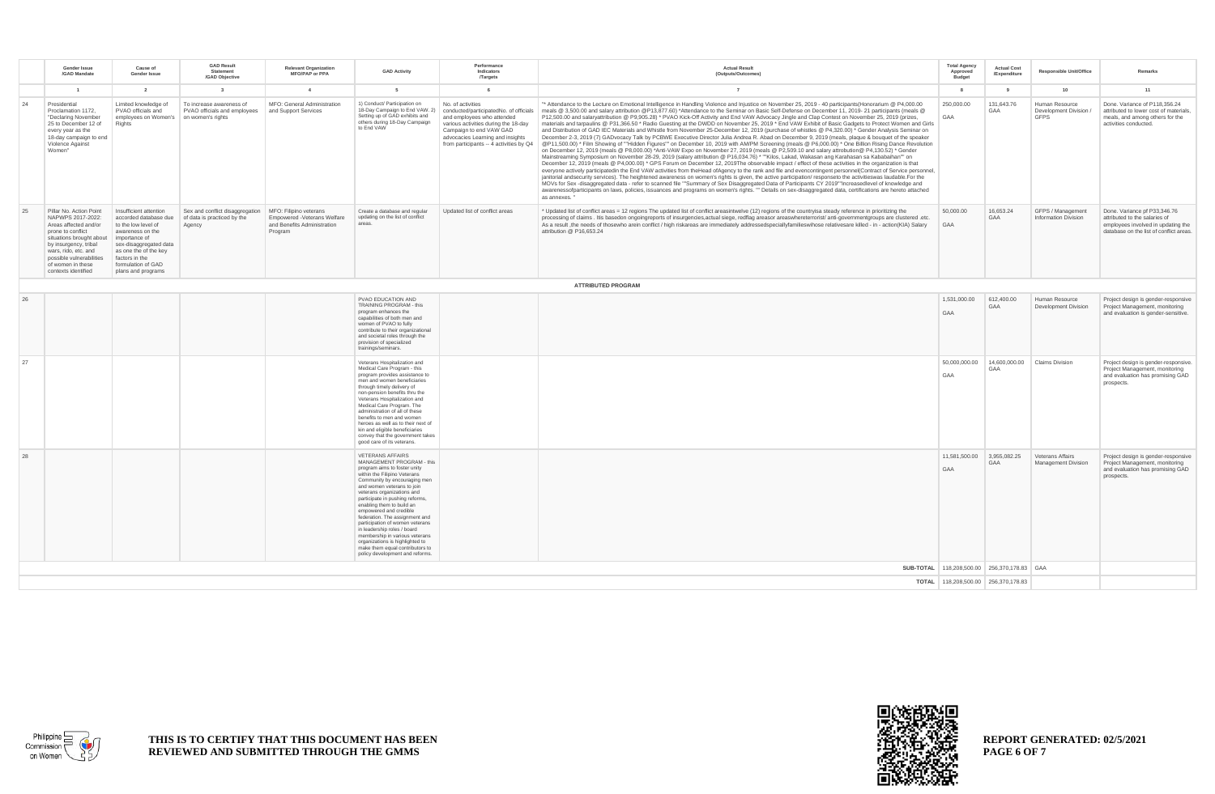| | Gender Issue /GAD Mandate | Cause of Gender Issue | GAD Result Statement /GAD Objective | Relevant Organization MFO/PAP or PPA | GAD Activity | Performance Indicators /Targets | Actual Result (Outputs/Outcomes) | Total Agency Approved Budget | Actual Cost /Expenditure | Responsible Unit/Office | Remarks |
|---|---|---|---|---|---|---|---|---|---|---|---|
| | 1 | 2 | 3 | 4 | 5 | 6 | 7 | 8 | 9 | 10 | 11 |
| 24 | Presidential Proclamation 1172, "Declaring November 25 to December 12 of every year as the 18-day campaign to end Violence Against Women" | Limited knowledge of PVAO officials and employees on Women's Rights | To increase awareness of PVAO officials and employees on women's rights | MFO: General Administration and Support Services | 1) Conduct/ Participation on 18-Day Campaign to End VAW. 2) Setting up of GAD exhibits and others during 18-Day Campaign to End VAW | No. of activities conducted/participatedNo. of officials and employees who attended various activities during the 18-day Campaign to end VAW GAD advocacies Learning and insights from participants -- 4 activities by Q4 | "* Attendance to the Lecture on Emotional Intelligence in Handling Violence and Injustice on November 25, 2019 - 40 participants(Honorarium @ P4,000.00 meals @ 3,500.00 and salary attribution @P13,877.60) *Attendance to the Seminar on Basic Self-Defense on December 11, 2019- 21 participants (meals @ P12,500.00 and salaryattribution @ P9,905.28) * PVAO Kick-Off Activity and End VAW Advocacy Jingle and Clap Contest on November 25, 2019 (prizes, materials and tarpaulins @ P31,366.50 * Radio Guesting at the DWDD on November 25, 2019 * End VAW Exhibit of Basic Gadgets to Protect Women and Girls and Distribution of GAD IEC Materials and Whistle from November 25-December 12, 2019 (purchase of whistles @ P4,320.00) * Gender Analysis Seminar on December 2-3, 2019 (7) GADvocacy Talk by PCBWE Executive Director Julia Andrea R. Abad on December 9, 2019 (meals, plaque & bouquet of the speaker @P11,500.00) * Film Showing of ""Hidden Figures"" on December 10, 2019 with AM/PM Screening (meals @ P6,000.00) * One Billion Rising Dance Revolution on December 12, 2019 (meals @ P8,000.00) *Anti-VAW Expo on November 27, 2019 (meals @ P2,509.10 and salary attribution@ P4,130.52) * Gender Mainstreaming Symposium on November 28-29, 2019 (salary attribution @ P16,034.76) * ""Kilos, Lakad, Wakasan ang Karahasan sa Kababaihan"" on December 12, 2019 (meals @ P4,000.00) * GPS Forum on December 12, 2019The observable impact / effect of these activities in the organization is that everyone actively participatedin the End VAW activities from theHead ofAgency to the rank and file and evencontingent personnel(Contract of Service personnel, janitorial andsecurity services). The heightened awareness on women's rights is given, the active participation/ responseto the activitieswas laudable.For the MOVs for Sex -disaggregated data - refer to scanned file ""Summary of Sex Disaggregated Data of Participants CY 2019""Increasedlevel of knowledge and awarenessofparticipants on laws, policies, issuances and programs on women's rights. "" Details on sex-disaggregated data, certifications are hereto attached as annexes. " | 250,000.00 GAA | 131,643.76 GAA | Human Resource Development Division / GFPS | Done. Variance of P118,356.24 attributed to lower cost of materials, meals, and among others for the activities conducted. |
| 25 | Pillar No. Action Point NAPWPS 2017-2022: Areas affected and/or prone to conflict situations brought about by insurgency, tribal wars, rido, etc. and possible vulnerabilities of women in these contexts identified | Insufficient attention accorded database due to the low level of awareness on the importance of sex-disaggregated data as one the of the key factors in the formulation of GAD plans and programs | Sex and conflict disaggregation of data is practiced by the Agency | MFO: Filipino veterans Empowered -Veterans Welfare and Benefits Administration Program | Create a database and regular updating on the list of conflict areas. | Updated list of conflict areas | * Updated list of conflict areas = 12 regions The updated list of conflict areasintwelve (12) regions of the countryisa steady reference in prioritizing the processing of claims . Itis basedon ongoingreports of insurgencies,actual siege, redflag areasor areaswhereterrorist/ anti-governmentgroups are clustered .etc. As a result ,the needs of thosewho arein conflict / high riskareas are immediately addressedspeciallyfamilieswhose relativesare killed - in - action(KIA) Salary attribution @ P16,653.24 | 50,000.00 GAA | 16,653.24 GAA | GFPS / Management Information Division | Done. Variance pf P33,346.76 attributed to the salaries of employees involved in updating the database on the list of conflict areas. |
| | **ATTRIBUTED PROGRAM** | | | | | | | | | | |
| 26 | | | | | PVAO EDUCATION AND TRAINING PROGRAM - this program enhances the capabilities of both men and women of PVAO to fully contribute to their organizational and societal roles through the provision of specialized trainings/seminars. | | | 1,531,000.00 GAA | 612,400.00 GAA | Human Resource Development Division | Project design is gender-responsive Project Management, monitoring and evaluation is gender-sensitive. |
| 27 | | | | | Veterans Hospitalization and Medical Care Program - this program provides assistance to men and women beneficiaries through timely delivery of non-pension benefits thru the Veterans Hospitalization and Medical Care Program. The administration of all of these benefits to men and women heroes as well as to their next of kin and eligible beneficiaries convey that the government takes good care of its veterans. | | | 50,000,000.00 GAA | 14,600,000.00 GAA | Claims Division | Project design is gender-responsive. Project Management, monitoring and evaluation has promising GAD prospects. |
| 28 | | | | | VETERANS AFFAIRS MANAGEMENT PROGRAM - this program aims to foster unity within the Filipino Veterans Community by encouraging men and women veterans to join veterans organizations and participate in pushing reforms, enabling them to build an empowered and credible federation. The assignment and participation of women veterans in leadership roles / board membership in various veterans organizations is highlighted to make them equal contributors to policy development and reforms. | | | 11,581,500.00 GAA | 3,955,082.25 GAA | Veterans Affairs Management Division | Project design is gender-responsive Project Management, monitoring and evaluation has promising GAD prospects. |
| | | | | | | | **SUB-TOTAL** | 118,208,500.00 | 256,370,178.83 | GAA | |
| | | | | | | | **TOTAL** | 118,208,500.00 | 256,370,178.83 | | |

**THIS IS TO CERTIFY THAT THIS DOCUMENT HAS BEEN REVIEWED AND SUBMITTED THROUGH THE GMMS**

**REPORT GENERATED: 02/5/2021**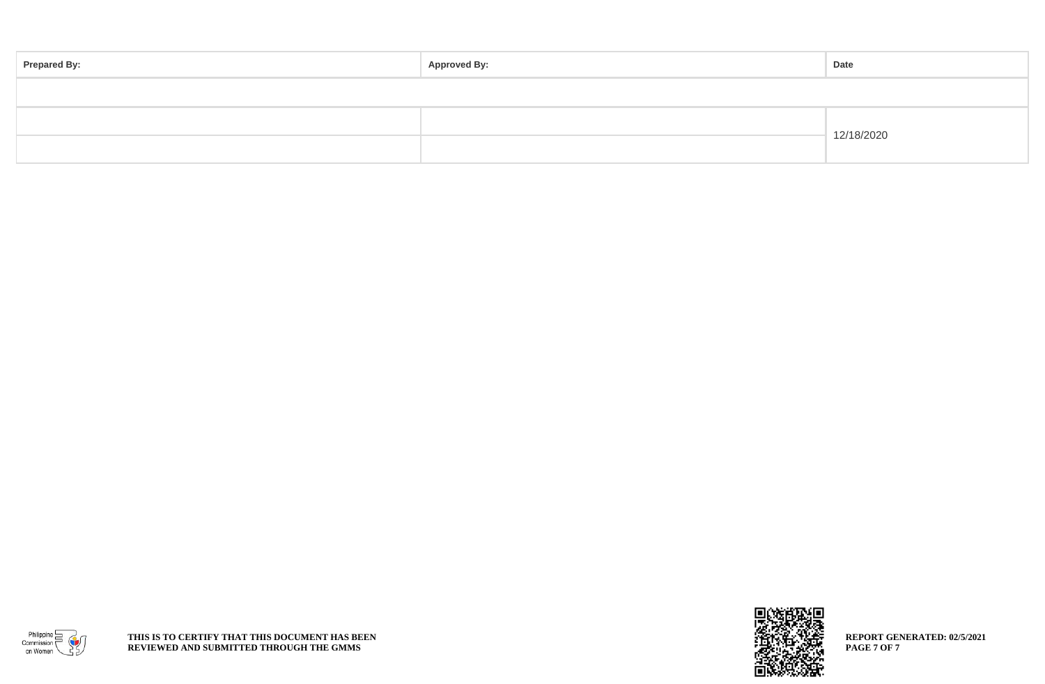| Prepared By: | Approved By: | Date |
|---|---|---|
| | | |
| | | 12/18/2020 |
| | | |

**THIS IS TO CERTIFY THAT THIS DOCUMENT HAS BEEN REVIEWED AND SUBMITTED THROUGH THE GMMS**

**REPORT GENERATED: 02/5/2021**